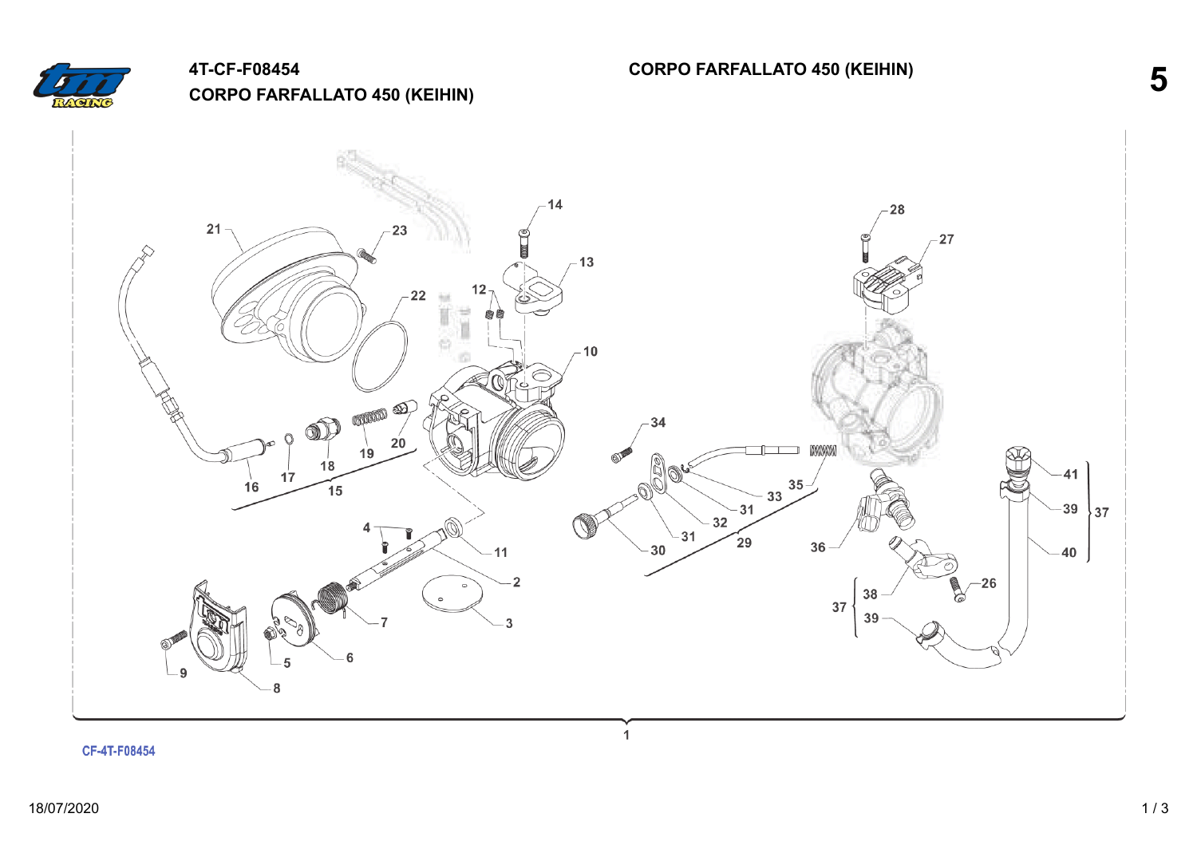# 4T-CF-F08454
## CORPO FARFALLATO 450 (KEIHIN)

CF-4T-F08454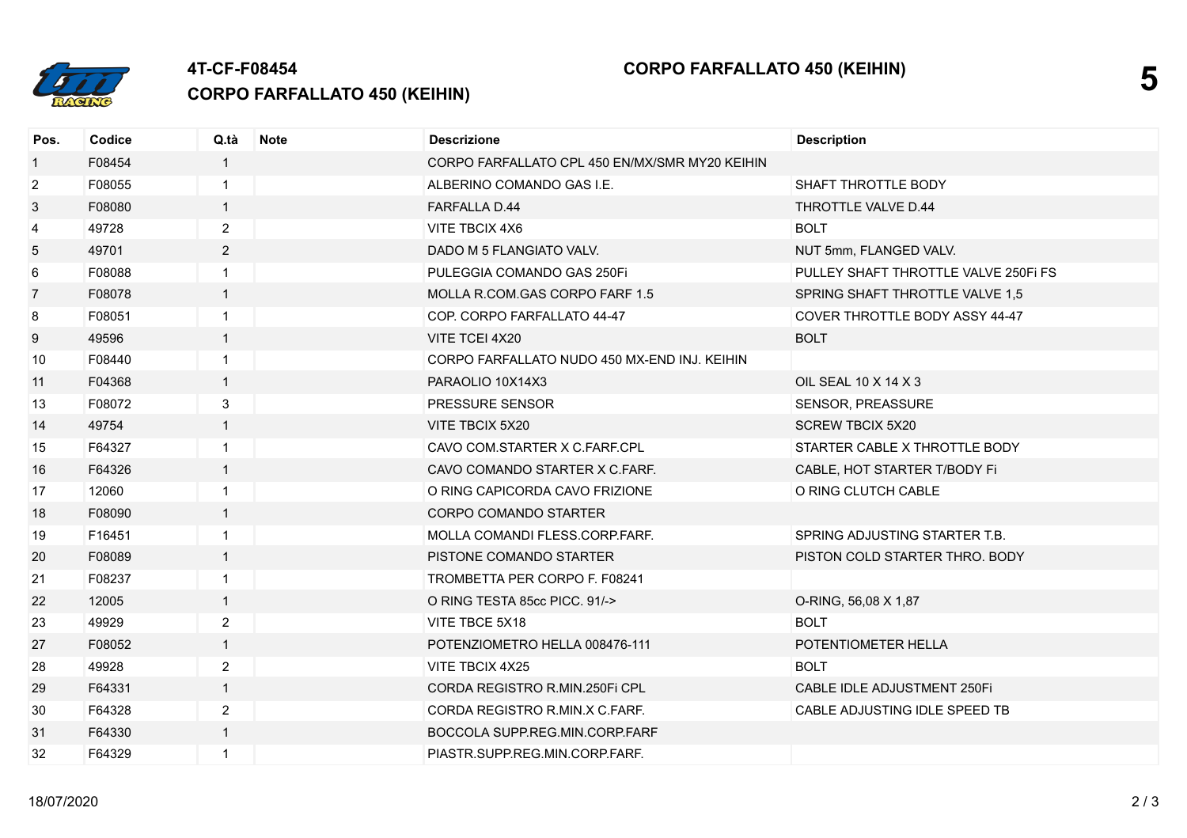# 4T-CF-F08454

## CORPO FARFALLATO 450 (KEIHIN)

| Pos. | Codice | Q.tà | Note | Descrizione | Description |
|---|---|---|---|---|---|
| 1 | F08454 | 1 | | CORPO FARFALLATO CPL 450 EN/MX/SMR MY20 KEIHIN | |
| 2 | F08055 | 1 | | ALBERINO COMANDO GAS I.E. | SHAFT THROTTLE BODY |
| 3 | F08080 | 1 | | FARFALLA D.44 | THROTTLE VALVE D.44 |
| 4 | 49728 | 2 | | VITE TBCIX 4X6 | BOLT |
| 5 | 49701 | 2 | | DADO M 5 FLANGIATO VALV. | NUT 5mm, FLANGED VALV. |
| 6 | F08088 | 1 | | PULEGGIA COMANDO GAS 250Fi | PULLEY SHAFT THROTTLE VALVE 250Fi FS |
| 7 | F08078 | 1 | | MOLLA R.COM.GAS CORPO FARF 1.5 | SPRING SHAFT THROTTLE VALVE 1,5 |
| 8 | F08051 | 1 | | COP. CORPO FARFALLATO 44-47 | COVER THROTTLE BODY ASSY 44-47 |
| 9 | 49596 | 1 | | VITE TCEI 4X20 | BOLT |
| 10 | F08440 | 1 | | CORPO FARFALLATO NUDO 450 MX-END INJ. KEIHIN | |
| 11 | F04368 | 1 | | PARAOLIO 10X14X3 | OIL SEAL 10 X 14 X 3 |
| 13 | F08072 | 3 | | PRESSURE SENSOR | SENSOR, PREASSURE |
| 14 | 49754 | 1 | | VITE TBCIX 5X20 | SCREW TBCIX 5X20 |
| 15 | F64327 | 1 | | CAVO COM.STARTER X C.FARF.CPL | STARTER CABLE X THROTTLE BODY |
| 16 | F64326 | 1 | | CAVO COMANDO STARTER X C.FARF. | CABLE, HOT STARTER T/BODY Fi |
| 17 | 12060 | 1 | | O RING CAPICORDA CAVO FRIZIONE | O RING CLUTCH CABLE |
| 18 | F08090 | 1 | | CORPO COMANDO STARTER | |
| 19 | F16451 | 1 | | MOLLA COMANDI FLESS.CORP.FARF. | SPRING ADJUSTING STARTER T.B. |
| 20 | F08089 | 1 | | PISTONE COMANDO STARTER | PISTON COLD STARTER THRO. BODY |
| 21 | F08237 | 1 | | TROMBETTA PER CORPO F. F08241 | |
| 22 | 12005 | 1 | | O RING TESTA 85cc PICC. 91/-> | O-RING, 56,08 X 1,87 |
| 23 | 49929 | 2 | | VITE TBCE 5X18 | BOLT |
| 27 | F08052 | 1 | | POTENZIOMETRO HELLA 008476-111 | POTENTIOMETER HELLA |
| 28 | 49928 | 2 | | VITE TBCIX 4X25 | BOLT |
| 29 | F64331 | 1 | | CORDA REGISTRO R.MIN.250Fi CPL | CABLE IDLE ADJUSTMENT 250Fi |
| 30 | F64328 | 2 | | CORDA REGISTRO R.MIN.X C.FARF. | CABLE ADJUSTING IDLE SPEED TB |
| 31 | F64330 | 1 | | BOCCOLA SUPP.REG.MIN.CORP.FARF | |
| 32 | F64329 | 1 | | PIASTR.SUPP.REG.MIN.CORP.FARF. | |

18/07/2020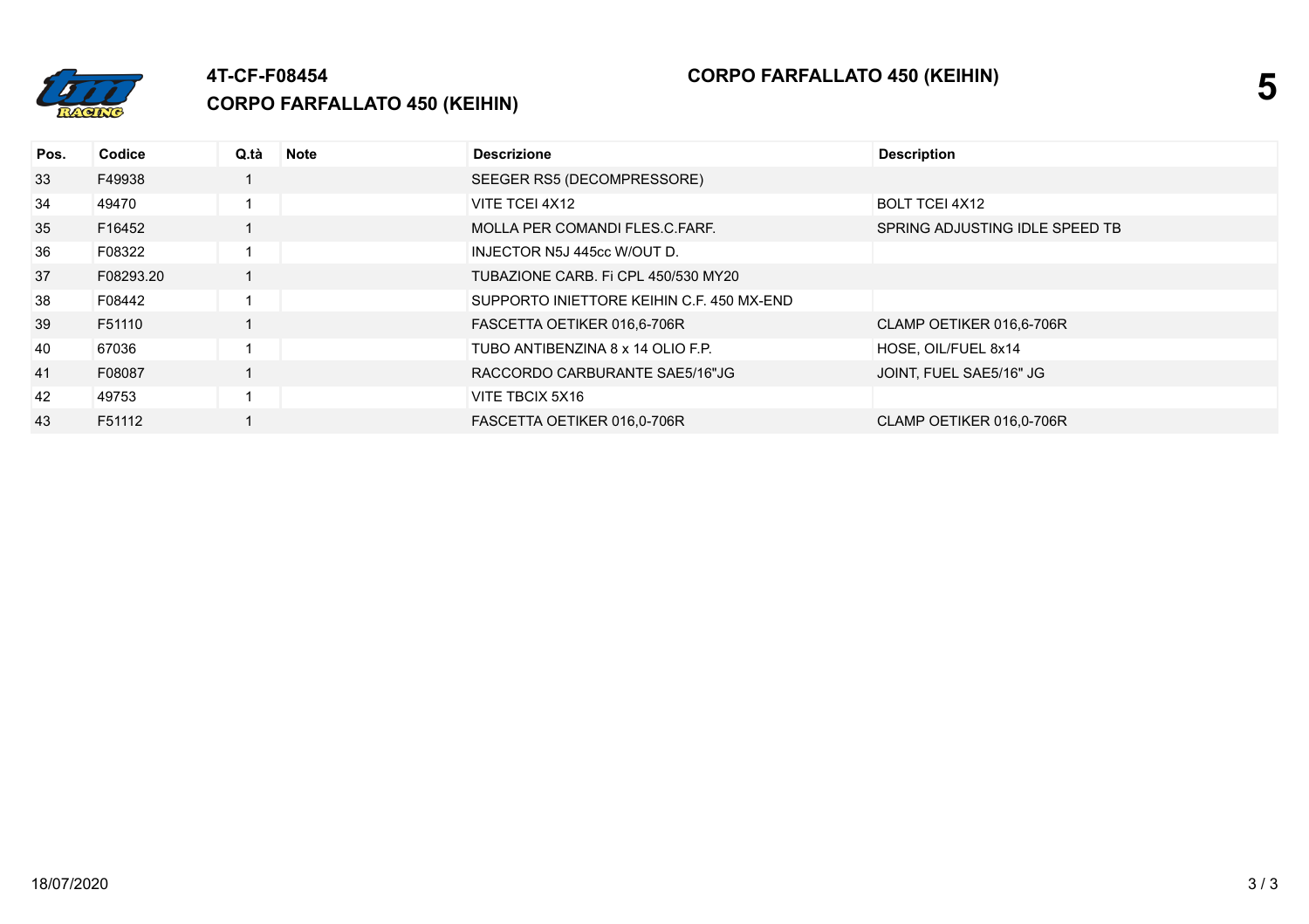## 4T-CF-F08454

## CORPO FARFALLATO 450 (KEIHIN)

**CORPO FARFALLATO 450 (KEIHIN)**

**5**

| Pos. | Codice | Q.tà | Note | Descrizione | Description |
|---|---|---|---|---|---|
| 33 | F49938 | 1 | | SEEGER RS5 (DECOMPRESSORE) | |
| 34 | 49470 | 1 | | VITE TCEI 4X12 | BOLT TCEI 4X12 |
| 35 | F16452 | 1 | | MOLLA PER COMANDI FLES.C.FARF. | SPRING ADJUSTING IDLE SPEED TB |
| 36 | F08322 | 1 | | INJECTOR N5J 445cc W/OUT D. | |
| 37 | F08293.20 | 1 | | TUBAZIONE CARB. Fi CPL 450/530 MY20 | |
| 38 | F08442 | 1 | | SUPPORTO INIETTORE KEIHIN C.F. 450 MX-END | |
| 39 | F51110 | 1 | | FASCETTA OETIKER 016,6-706R | CLAMP OETIKER 016,6-706R |
| 40 | 67036 | 1 | | TUBO ANTIBENZINA 8 x 14 OLIO F.P. | HOSE, OIL/FUEL 8x14 |
| 41 | F08087 | 1 | | RACCORDO CARBURANTE SAE5/16"JG | JOINT, FUEL SAE5/16" JG |
| 42 | 49753 | 1 | | VITE TBCIX 5X16 | |
| 43 | F51112 | 1 | | FASCETTA OETIKER 016,0-706R | CLAMP OETIKER 016,0-706R |

18/07/2020